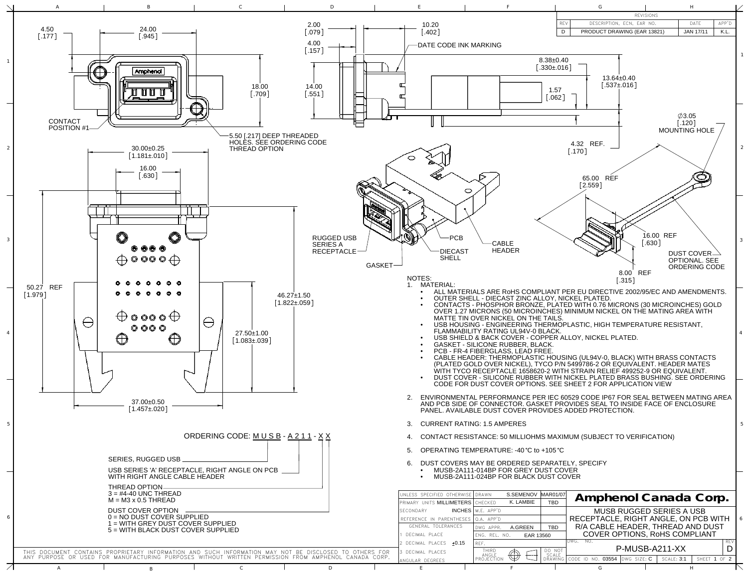| REV | DESCRIPTION, ECN, EAR NO. | DATE | APP'D |
|---|---|---|---|
| D | PRODUCT DRAWING (EAR 13821) | JAN 17/11 | K.L. |

4.50 [.177]
24.00 [.945]
18.00 [.709]
CONTACT POSITION #1
5.50 [.217] DEEP THREADED HOLES. SEE ORDERING CODE THREAD OPTION
2.00 [.079]
4.00 [.157]
14.00 [.551]
10.20 [.402]
DATE CODE INK MARKING
8.38±0.40 [.330±.016]
13.64±0.40 [.537±.016]
1.57 [.062]
4.32 REF. [.170]
∅3.05 [.120] MOUNTING HOLE
30.00±0.25 [1.181±.010]
16.00 [.630]
50.27 REF [1.979]
46.27±1.50 [1.822±.059]
27.50±1.00 [1.083±.039]
37.00±0.50 [1.457±.020]
RUGGED USB SERIES A RECEPTACLE
GASKET
PCB
DIECAST SHELL
CABLE HEADER
65.00 REF [2.559]
16.00 REF [.630]
8.00 REF [.315]
DUST COVER OPTIONAL. SEE ORDERING CODE

## NOTES:

1. MATERIAL:
   - ALL MATERIALS ARE RoHS COMPLIANT PER EU DIRECTIVE 2002/95/EC AND AMENDMENTS.
   - OUTER SHELL - DIECAST ZINC ALLOY, NICKEL PLATED.
   - CONTACTS - PHOSPHOR BRONZE, PLATED WITH 0.76 MICRONS (30 MICROINCHES) GOLD OVER 1.27 MICRONS (50 MICROINCHES) MINIMUM NICKEL ON THE MATING AREA WITH MATTE TIN OVER NICKEL ON THE TAILS.
   - USB HOUSING - ENGINEERING THERMOPLASTIC, HIGH TEMPERATURE RESISTANT, FLAMMABILITY RATING UL94V-0 BLACK.
   - USB SHIELD & BACK COVER - COPPER ALLOY, NICKEL PLATED.
   - GASKET - SILICONE RUBBER, BLACK.
   - PCB - FR-4 FIBERGLASS, LEAD FREE.
   - CABLE HEADER: THERMOPLASTIC HOUSING (UL94V-0, BLACK) WITH BRASS CONTACTS (PLATED GOLD OVER NICKEL), TYCO P/N 5499786-2 OR EQUIVALENT. HEADER MATES WITH TYCO RECEPTACLE 1658620-2 WITH STRAIN RELIEF 499252-9 OR EQUIVALENT.
   - DUST COVER - SILICONE RUBBER WITH NICKEL PLATED BRASS BUSHING. SEE ORDERING CODE FOR DUST COVER OPTIONS. SEE SHEET 2 FOR APPLICATION VIEW
2. ENVIRONMENTAL PERFORMANCE PER IEC 60529 CODE IP67 FOR SEAL BETWEEN MATING AREA AND PCB SIDE OF CONNECTOR. GASKET PROVIDES SEAL TO INSIDE FACE OF ENCLOSURE PANEL. AVAILABLE DUST COVER PROVIDES ADDED PROTECTION.
3. CURRENT RATING: 1.5 AMPERES
4. CONTACT RESISTANCE: 50 MILLIOHMS MAXIMUM (SUBJECT TO VERIFICATION)
5. OPERATING TEMPERATURE: -40°C to +105°C
6. DUST COVERS MAY BE ORDERED SEPARATELY, SPECIFY
   - MUSB-2A111-014BP FOR GREY DUST COVER
   - MUSB-2A111-024BP FOR BLACK DUST COVER

## ORDERING CODE: MUSB - A211 - X X

- SERIES, RUGGED USB
- USB SERIES 'A' RECEPTACLE, RIGHT ANGLE ON PCB WITH RIGHT ANGLE CABLE HEADER
- THREAD OPTION
  - 3 = #4-40 UNC THREAD
  - M = M3 x 0.5 THREAD
- DUST COVER OPTION
  - 0 = NO DUST COVER SUPPLIED
  - 1 = WITH GREY DUST COVER SUPPLIED
  - 5 = WITH BLACK DUST COVER SUPPLIED

THIS DOCUMENT CONTAINS PROPRIETARY INFORMATION AND SUCH INFORMATION MAY NOT BE DISCLOSED TO OTHERS FOR ANY PURPOSE OR USED FOR MANUFACTURING PURPOSES WITHOUT WRITTEN PERMISSION FROM AMPHENOL CANADA CORP.

| | | | |
|---|---|---|---|
| UNLESS SPECIFIED OTHERWISE | DRAWN | S.SEMENOV | MAR01/07 |
| PRIMARY UNITS MILLIMETERS | CHECKED | K. LAMBIE | TBD |
| SECONDARY INCHES | M.E. APP'D | | |
| REFERENCE IN PARENTHESES | Q.A. APP'D | | |
| GENERAL TOLERANCES | DWG APPR. | A.GREEN | TBD |
| 1 DECIMAL PLACE | ENG. REL. NO. | EAR 13560 | |
| 2 DECIMAL PLACES ±0.15 | REF. | | |
| 3 DECIMAL PLACES | THIRD ANGLE PROJECTION | | DO NOT SCALE DRAWING |
| ANGULAR DEGREES | | | |

**Amphenol Canada Corp.**

MUSB RUGGED SERIES A USB RECEPTACLE, RIGHT ANGLE, ON PCB WITH R/A CABLE HEADER, THREAD AND DUST COVER OPTIONS, RoHS COMPLIANT

DWG. NO. P-MUSB-A211-XX — REV D

CODE ID NO. 03554 | DWG SIZE: C | SCALE: 3:1 | SHEET 1 OF 2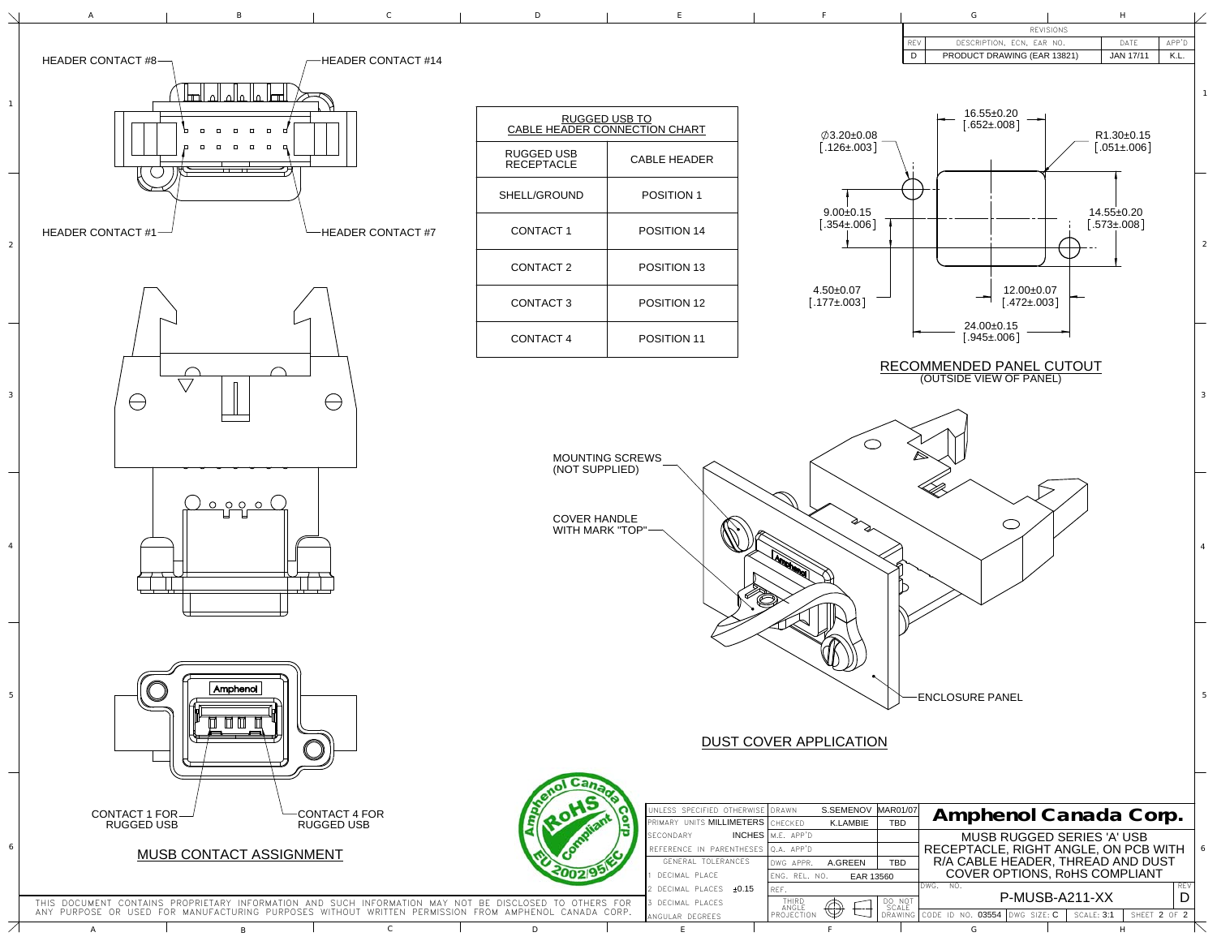| REV | DESCRIPTION, ECN, EAR NO. | DATE | APP'D |
| --- | --- | --- | --- |
| D | PRODUCT DRAWING (EAR 13821) | JAN 17/11 | K.L. |

HEADER CONTACT #8

HEADER CONTACT #14

HEADER CONTACT #1

HEADER CONTACT #7

| RUGGED USB TO CABLE HEADER CONNECTION CHART | |
| --- | --- |
| RUGGED USB RECEPTACLE | CABLE HEADER |
| SHELL/GROUND | POSITION 1 |
| CONTACT 1 | POSITION 14 |
| CONTACT 2 | POSITION 13 |
| CONTACT 3 | POSITION 12 |
| CONTACT 4 | POSITION 11 |

16.55±0.20 [.652±.008]

∅3.20±0.08 [.126±.003]

R1.30±0.15 [.051±.006]

9.00±0.15 [.354±.006]

14.55±0.20 [.573±.008]

4.50±0.07 [.177±.003]

12.00±0.07 [.472±.003]

24.00±0.15 [.945±.006]

## RECOMMENDED PANEL CUTOUT

(OUTSIDE VIEW OF PANEL)

MOUNTING SCREWS (NOT SUPPLIED)

COVER HANDLE WITH MARK "TOP"

ENCLOSURE PANEL

## DUST COVER APPLICATION

Amphenol

CONTACT 1 FOR RUGGED USB

CONTACT 4 FOR RUGGED USB

## MUSB CONTACT ASSIGNMENT

Amphenol Canada Corp RoHS Compliant EU 2002/95/EC

THIS DOCUMENT CONTAINS PROPRIETARY INFORMATION AND SUCH INFORMATION MAY NOT BE DISCLOSED TO OTHERS FOR ANY PURPOSE OR USED FOR MANUFACTURING PURPOSES WITHOUT WRITTEN PERMISSION FROM AMPHENOL CANADA CORP.

| | | | | |
| --- | --- | --- | --- | --- |
| UNLESS SPECIFIED OTHERWISE | DRAWN | S.SEMENOV | MAR01/07 | **Amphenol Canada Corp.** |
| PRIMARY UNITS MILLIMETERS | CHECKED | K.LAMBIE | TBD | MUSB RUGGED SERIES 'A' USB RECEPTACLE, RIGHT ANGLE, ON PCB WITH R/A CABLE HEADER, THREAD AND DUST COVER OPTIONS, RoHS COMPLIANT |
| SECONDARY INCHES | M.E. APP'D | | | |
| REFERENCE IN PARENTHESES | Q.A. APP'D | | | |
| GENERAL TOLERANCES | DWG APPR. | A.GREEN | TBD | |
| 1 DECIMAL PLACE | ENG. REL. NO. | EAR 13560 | | DWG. NO. P-MUSB-A211-XX REV D |
| 2 DECIMAL PLACES ±0.15 | REF. | | | |
| 3 DECIMAL PLACES | THIRD ANGLE PROJECTION | | DO NOT SCALE DRAWING | CODE ID NO. 03554 DWG SIZE: C SCALE: 3:1 SHEET 2 OF 2 |
| ANGULAR DEGREES | | | | |